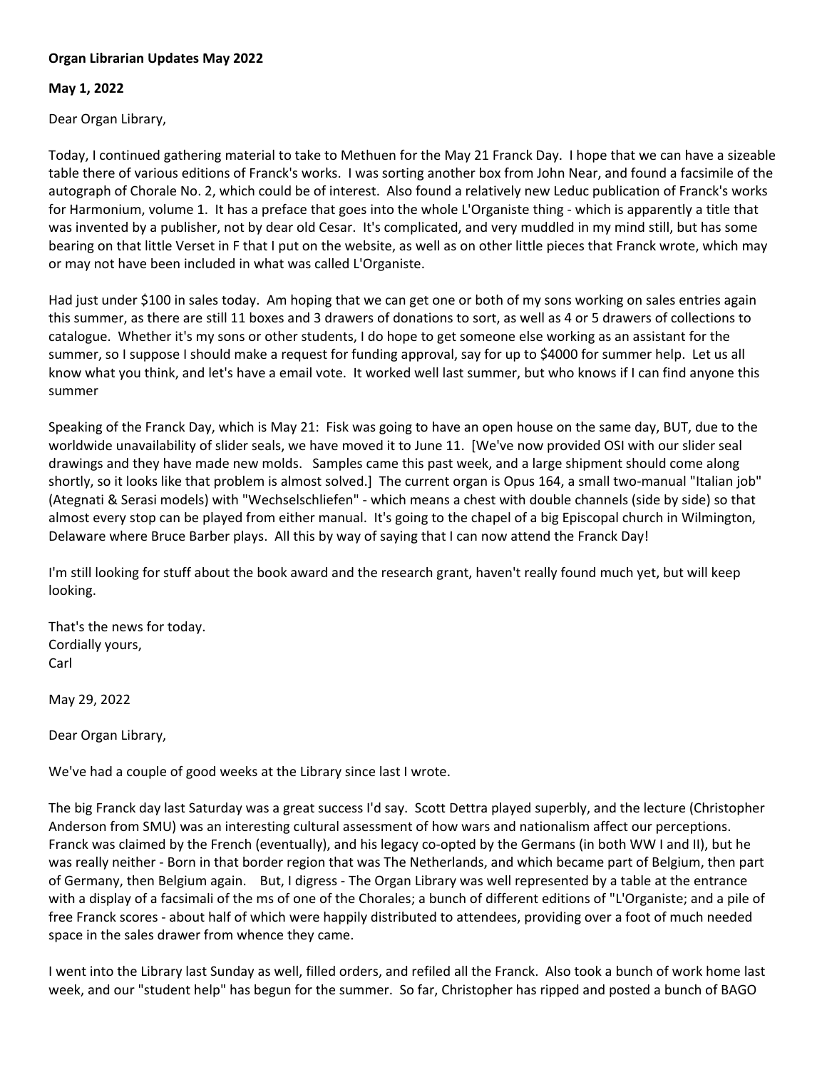**Organ Librarian Updates May 2022**

**May 1, 2022**

Dear Organ Library,

Today, I continued gathering material to take to Methuen for the May 21 Franck Day. I hope that we can have a sizeable table there of various editions of Franck's works. I was sorting another box from John Near, and found a facsimile of the autograph of Chorale No. 2, which could be of interest. Also found a relatively new Leduc publication of Franck's works for Harmonium, volume 1. It has a preface that goes into the whole L'Organiste thing - which is apparently a title that was invented by a publisher, not by dear old Cesar. It's complicated, and very muddled in my mind still, but has some bearing on that little Verset in F that I put on the website, as well as on other little pieces that Franck wrote, which may or may not have been included in what was called L'Organiste.

Had just under $100 in sales today. Am hoping that we can get one or both of my sons working on sales entries again this summer, as there are still 11 boxes and 3 drawers of donations to sort, as well as 4 or 5 drawers of collections to catalogue. Whether it's my sons or other students, I do hope to get someone else working as an assistant for the summer, so I suppose I should make a request for funding approval, say for up to $4000 for summer help. Let us all know what you think, and let's have a email vote. It worked well last summer, but who knows if I can find anyone this summer

Speaking of the Franck Day, which is May 21: Fisk was going to have an open house on the same day, BUT, due to the worldwide unavailability of slider seals, we have moved it to June 11. [We've now provided OSI with our slider seal drawings and they have made new molds. Samples came this past week, and a large shipment should come along shortly, so it looks like that problem is almost solved.] The current organ is Opus 164, a small two-manual "Italian job" (Ategnati & Serasi models) with "Wechselschliefen" - which means a chest with double channels (side by side) so that almost every stop can be played from either manual. It's going to the chapel of a big Episcopal church in Wilmington, Delaware where Bruce Barber plays. All this by way of saying that I can now attend the Franck Day!

I'm still looking for stuff about the book award and the research grant, haven't really found much yet, but will keep looking.

That's the news for today.
Cordially yours,
Carl

May 29, 2022

Dear Organ Library,

We've had a couple of good weeks at the Library since last I wrote.

The big Franck day last Saturday was a great success I'd say. Scott Dettra played superbly, and the lecture (Christopher Anderson from SMU) was an interesting cultural assessment of how wars and nationalism affect our perceptions. Franck was claimed by the French (eventually), and his legacy co-opted by the Germans (in both WW I and II), but he was really neither - Born in that border region that was The Netherlands, and which became part of Belgium, then part of Germany, then Belgium again. But, I digress - The Organ Library was well represented by a table at the entrance with a display of a facsimali of the ms of one of the Chorales; a bunch of different editions of "L'Organiste; and a pile of free Franck scores - about half of which were happily distributed to attendees, providing over a foot of much needed space in the sales drawer from whence they came.

I went into the Library last Sunday as well, filled orders, and refiled all the Franck. Also took a bunch of work home last week, and our "student help" has begun for the summer. So far, Christopher has ripped and posted a bunch of BAGO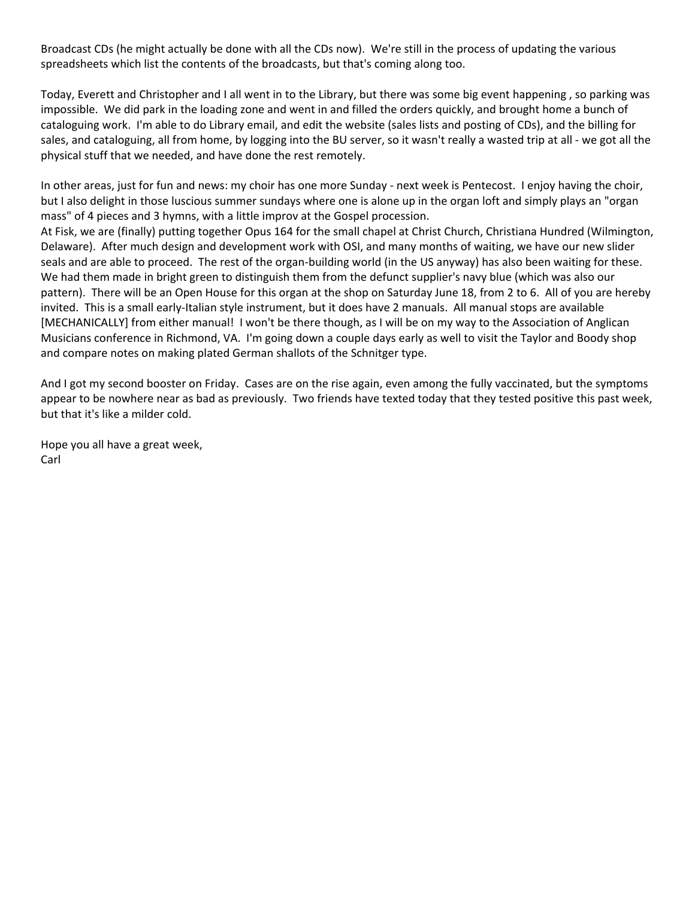Broadcast CDs (he might actually be done with all the CDs now). We're still in the process of updating the various spreadsheets which list the contents of the broadcasts, but that's coming along too.

Today, Everett and Christopher and I all went in to the Library, but there was some big event happening , so parking was impossible. We did park in the loading zone and went in and filled the orders quickly, and brought home a bunch of cataloguing work. I'm able to do Library email, and edit the website (sales lists and posting of CDs), and the billing for sales, and cataloguing, all from home, by logging into the BU server, so it wasn't really a wasted trip at all - we got all the physical stuff that we needed, and have done the rest remotely.

In other areas, just for fun and news: my choir has one more Sunday - next week is Pentecost. I enjoy having the choir, but I also delight in those luscious summer sundays where one is alone up in the organ loft and simply plays an "organ mass" of 4 pieces and 3 hymns, with a little improv at the Gospel procession.
At Fisk, we are (finally) putting together Opus 164 for the small chapel at Christ Church, Christiana Hundred (Wilmington, Delaware). After much design and development work with OSI, and many months of waiting, we have our new slider seals and are able to proceed. The rest of the organ-building world (in the US anyway) has also been waiting for these. We had them made in bright green to distinguish them from the defunct supplier's navy blue (which was also our pattern). There will be an Open House for this organ at the shop on Saturday June 18, from 2 to 6. All of you are hereby invited. This is a small early-Italian style instrument, but it does have 2 manuals. All manual stops are available [MECHANICALLY] from either manual! I won't be there though, as I will be on my way to the Association of Anglican Musicians conference in Richmond, VA. I'm going down a couple days early as well to visit the Taylor and Boody shop and compare notes on making plated German shallots of the Schnitger type.

And I got my second booster on Friday. Cases are on the rise again, even among the fully vaccinated, but the symptoms appear to be nowhere near as bad as previously. Two friends have texted today that they tested positive this past week, but that it's like a milder cold.

Hope you all have a great week,
Carl